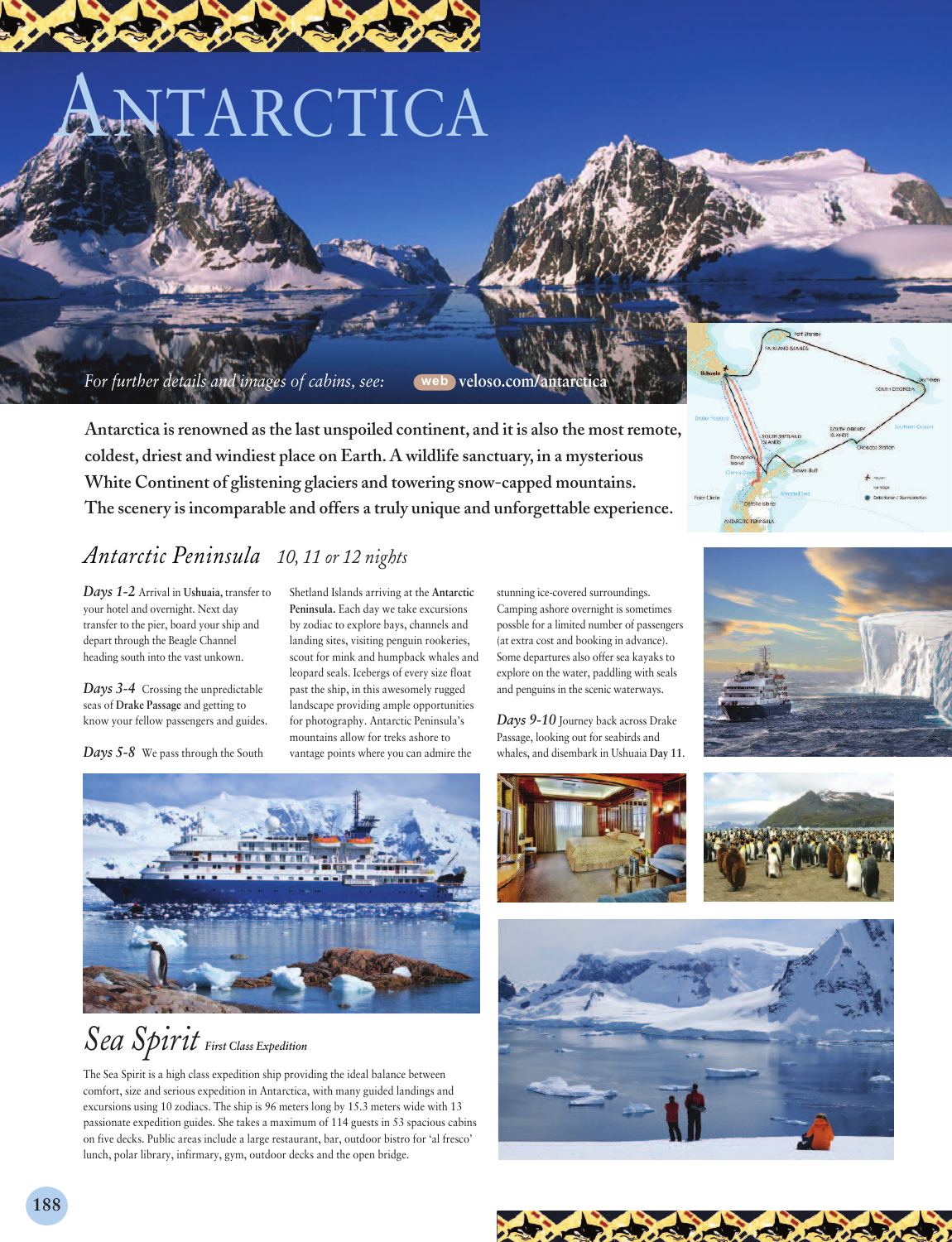# ANTARCTICA

*For further details and images of cabins, see:* web veloso.com/antarctica

**Antarctica is renowned as the last unspoiled continent, and it is also the most remote, coldest, driest and windiest place on Earth. A wildlife sanctuary, in a mysterious White Continent of glistening glaciers and towering snow-capped mountains. The scenery is incomparable and offers a truly unique and unforgettable experience.**

## *Antarctic Peninsula* *10, 11 or 12 nights*

***Days 1-2*** Arrival in **Ushuaia**, transfer to your hotel and overnight. Next day transfer to the pier, board your ship and depart through the Beagle Channel heading south into the vast unkown.

***Days 3-4*** Crossing the unpredictable seas of **Drake Passage** and getting to know your fellow passengers and guides.

***Days 5-8*** We pass through the South Shetland Islands arriving at the **Antarctic Peninsula.** Each day we take excursions by zodiac to explore bays, channels and landing sites, visiting penguin rookeries, scout for mink and humpback whales and leopard seals. Icebergs of every size float past the ship, in this awesomely rugged landscape providing ample opportunities for photography. Antarctic Peninsula's mountains allow for treks ashore to vantage points where you can admire the stunning ice-covered surroundings. Camping ashore overnight is sometimes possble for a limited number of passengers (at extra cost and booking in advance). Some departures also offer sea kayaks to explore on the water, paddling with seals and penguins in the scenic waterways.

***Days 9-10*** Journey back across Drake Passage, looking out for seabirds and whales, and disembark in Ushuaia **Day 11**.

## *Sea Spirit* *First Class Expedition*

The Sea Spirit is a high class expedition ship providing the ideal balance between comfort, size and serious expedition in Antarctica, with many guided landings and excursions using 10 zodiacs. The ship is 96 meters long by 15.3 meters wide with 13 passionate expedition guides. She takes a maximum of 114 guests in 53 spacious cabins on five decks. Public areas include a large restaurant, bar, outdoor bistro for 'al fresco' lunch, polar library, infirmary, gym, outdoor decks and the open bridge.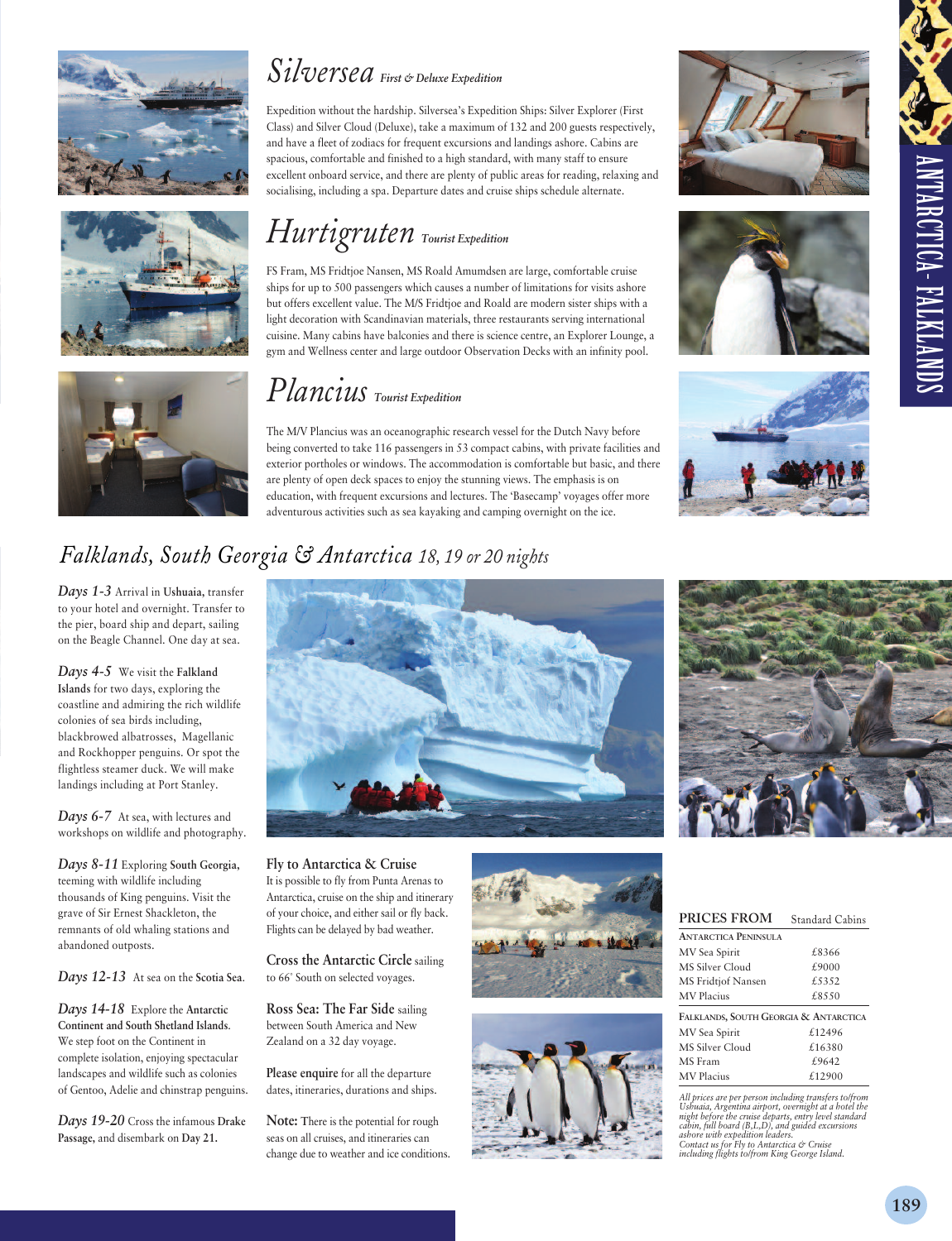## Silversea *First & Deluxe Expedition*

Expedition without the hardship. Silversea's Expedition Ships: Silver Explorer (First Class) and Silver Cloud (Deluxe), take a maximum of 132 and 200 guests respectively, and have a fleet of zodiacs for frequent excursions and landings ashore. Cabins are spacious, comfortable and finished to a high standard, with many staff to ensure excellent onboard service, and there are plenty of public areas for reading, relaxing and socialising, including a spa. Departure dates and cruise ships schedule alternate.

## Hurtigruten *Tourist Expedition*

FS Fram, MS Fridtjoe Nansen, MS Roald Amumdsen are large, comfortable cruise ships for up to 500 passengers which causes a number of limitations for visits ashore but offers excellent value. The M/S Fridtjoe and Roald are modern sister ships with a light decoration with Scandinavian materials, three restaurants serving international cuisine. Many cabins have balconies and there is science centre, an Explorer Lounge, a gym and Wellness center and large outdoor Observation Decks with an infinity pool.

## Plancius *Tourist Expedition*

The M/V Plancius was an oceanographic research vessel for the Dutch Navy before being converted to take 116 passengers in 53 compact cabins, with private facilities and exterior portholes or windows. The accommodation is comfortable but basic, and there are plenty of open deck spaces to enjoy the stunning views. The emphasis is on education, with frequent excursions and lectures. The 'Basecamp' voyages offer more adventurous activities such as sea kayaking and camping overnight on the ice.

# *Falklands, South Georgia & Antarctica* 18, 19 or 20 nights

*Days 1-3* Arrival in **Ushuaia**, transfer to your hotel and overnight. Transfer to the pier, board ship and depart, sailing on the Beagle Channel. One day at sea.

*Days 4-5* We visit the **Falkland Islands** for two days, exploring the coastline and admiring the rich wildlife colonies of sea birds including, blackbrowed albatrosses, Magellanic and Rockhopper penguins. Or spot the flightless steamer duck. We will make landings including at Port Stanley.

*Days 6-7* At sea, with lectures and workshops on wildlife and photography.

*Days 8-11* Exploring **South Georgia**, teeming with wildlife including thousands of King penguins. Visit the grave of Sir Ernest Shackleton, the remnants of old whaling stations and abandoned outposts.

*Days 12-13* At sea on the **Scotia Sea**.

*Days 14-18* Explore the **Antarctic Continent and South Shetland Islands**. We step foot on the Continent in complete isolation, enjoying spectacular landscapes and wildlife such as colonies of Gentoo, Adelie and chinstrap penguins.

*Days 19-20* Cross the infamous **Drake Passage**, and disembark on **Day 21**.

**Fly to Antarctica & Cruise**
It is possible to fly from Punta Arenas to Antarctica, cruise on the ship and itinerary of your choice, and either sail or fly back. Flights can be delayed by bad weather.

**Cross the Antarctic Circle** sailing to 66° South on selected voyages.

**Ross Sea: The Far Side** sailing between South America and New Zealand on a 32 day voyage.

**Please enquire** for all the departure dates, itineraries, durations and ships.

**Note:** There is the potential for rough seas on all cruises, and itineraries can change due to weather and ice conditions.

| PRICES FROM | Standard Cabins |
|---|---|
| **ANTARCTICA PENINSULA** | |
| MV Sea Spirit | £8366 |
| MS Silver Cloud | £9000 |
| MS Fridtjof Nansen | £5352 |
| MV Placius | £8550 |
| **FALKLANDS, SOUTH GEORGIA & ANTARCTICA** | |
| MV Sea Spirit | £12496 |
| MS Silver Cloud | £16380 |
| MS Fram | £9642 |
| MV Placius | £12900 |

*All prices are per person including transfers to/from Ushuaia, Argentina airport, overnight at a hotel the night before the cruise departs, entry level standard cabin, full board (B,L,D), and guided excursions ashore with expedition leaders.*
*Contact us for Fly to Antarctica & Cruise including flights to/from King George Island.*